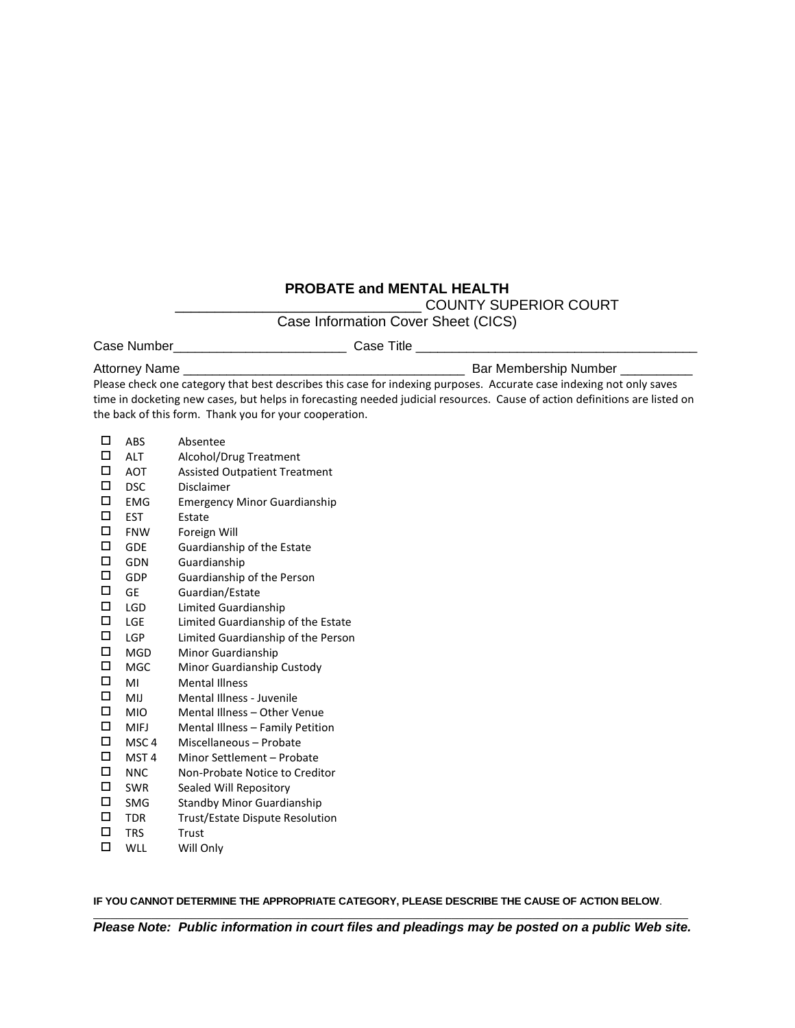**PROBATE and MENTAL HEALTH**

_______________________________ COUNTY SUPERIOR COURT

Case Information Cover Sheet (CICS)

Case Number________________________ Case Title ______________________________________

Attorney Name ________________________________________ Bar Membership Number __________

Please check one category that best describes this case for indexing purposes. Accurate case indexing not only saves time in docketing new cases, but helps in forecasting needed judicial resources. Cause of action definitions are listed on the back of this form. Thank you for your cooperation.

- ☐ ABS Absentee
- ☐ ALT Alcohol/Drug Treatment
- ☐ AOT Assisted Outpatient Treatment
- ☐ DSC Disclaimer
- ☐ EMG Emergency Minor Guardianship
- ☐ EST Estate
- ☐ FNW Foreign Will
- ☐ GDE Guardianship of the Estate
- ☐ GDN Guardianship
- ☐ GDP Guardianship of the Person
- ☐ GE Guardian/Estate
- ☐ LGD Limited Guardianship
- ☐ LGE Limited Guardianship of the Estate
- ☐ LGP Limited Guardianship of the Person
- ☐ MGD Minor Guardianship
- ☐ MGC Minor Guardianship Custody
- ☐ MI Mental Illness
- ☐ MIJ Mental Illness - Juvenile
- ☐ MIO Mental Illness – Other Venue
- ☐ MIFJ Mental Illness – Family Petition
- ☐ MSC 4 Miscellaneous – Probate
- ☐ MST 4 Minor Settlement – Probate
- ☐ NNC Non-Probate Notice to Creditor
- ☐ SWR Sealed Will Repository
- ☐ SMG Standby Minor Guardianship
- ☐ TDR Trust/Estate Dispute Resolution
- ☐ TRS Trust
- ☐ WLL Will Only

**IF YOU CANNOT DETERMINE THE APPROPRIATE CATEGORY, PLEASE DESCRIBE THE CAUSE OF ACTION BELOW**.

_______________________________________________________________________________________

***Please Note: Public information in court files and pleadings may be posted on a public Web site.***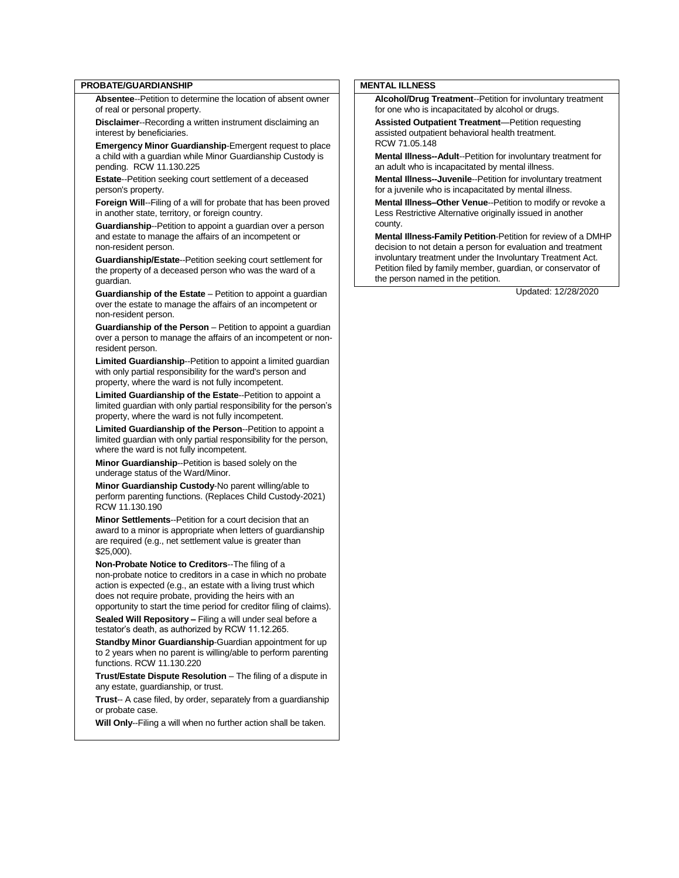## PROBATE/GUARDIANSHIP

**Absentee**--Petition to determine the location of absent owner of real or personal property.

**Disclaimer**--Recording a written instrument disclaiming an interest by beneficiaries.

**Emergency Minor Guardianship**-Emergent request to place a child with a guardian while Minor Guardianship Custody is pending. RCW 11.130.225

**Estate**--Petition seeking court settlement of a deceased person's property.

**Foreign Will**--Filing of a will for probate that has been proved in another state, territory, or foreign country.

**Guardianship**--Petition to appoint a guardian over a person and estate to manage the affairs of an incompetent or non-resident person.

**Guardianship/Estate**--Petition seeking court settlement for the property of a deceased person who was the ward of a guardian.

**Guardianship of the Estate** – Petition to appoint a guardian over the estate to manage the affairs of an incompetent or non-resident person.

**Guardianship of the Person** – Petition to appoint a guardian over a person to manage the affairs of an incompetent or non-resident person.

**Limited Guardianship**--Petition to appoint a limited guardian with only partial responsibility for the ward's person and property, where the ward is not fully incompetent.

**Limited Guardianship of the Estate**--Petition to appoint a limited guardian with only partial responsibility for the person's property, where the ward is not fully incompetent.

**Limited Guardianship of the Person**--Petition to appoint a limited guardian with only partial responsibility for the person, where the ward is not fully incompetent.

**Minor Guardianship**--Petition is based solely on the underage status of the Ward/Minor.

**Minor Guardianship Custody**-No parent willing/able to perform parenting functions. (Replaces Child Custody-2021) RCW 11.130.190

**Minor Settlements**--Petition for a court decision that an award to a minor is appropriate when letters of guardianship are required (e.g., net settlement value is greater than $25,000).

**Non-Probate Notice to Creditors**--The filing of a non-probate notice to creditors in a case in which no probate action is expected (e.g., an estate with a living trust which does not require probate, providing the heirs with an opportunity to start the time period for creditor filing of claims).

**Sealed Will Repository –** Filing a will under seal before a testator's death, as authorized by RCW 11.12.265.

**Standby Minor Guardianship**-Guardian appointment for up to 2 years when no parent is willing/able to perform parenting functions. RCW 11.130.220

**Trust/Estate Dispute Resolution** – The filing of a dispute in any estate, guardianship, or trust.

**Trust**-- A case filed, by order, separately from a guardianship or probate case.

**Will Only**--Filing a will when no further action shall be taken.

## MENTAL ILLNESS

**Alcohol/Drug Treatment**--Petition for involuntary treatment for one who is incapacitated by alcohol or drugs.

**Assisted Outpatient Treatment**—Petition requesting assisted outpatient behavioral health treatment. RCW 71.05.148

**Mental Illness--Adult**--Petition for involuntary treatment for an adult who is incapacitated by mental illness.

**Mental Illness--Juvenile**--Petition for involuntary treatment for a juvenile who is incapacitated by mental illness.

**Mental Illness–Other Venue**--Petition to modify or revoke a Less Restrictive Alternative originally issued in another county.

**Mental Illness-Family Petition**-Petition for review of a DMHP decision to not detain a person for evaluation and treatment involuntary treatment under the Involuntary Treatment Act. Petition filed by family member, guardian, or conservator of the person named in the petition.

Updated: 12/28/2020